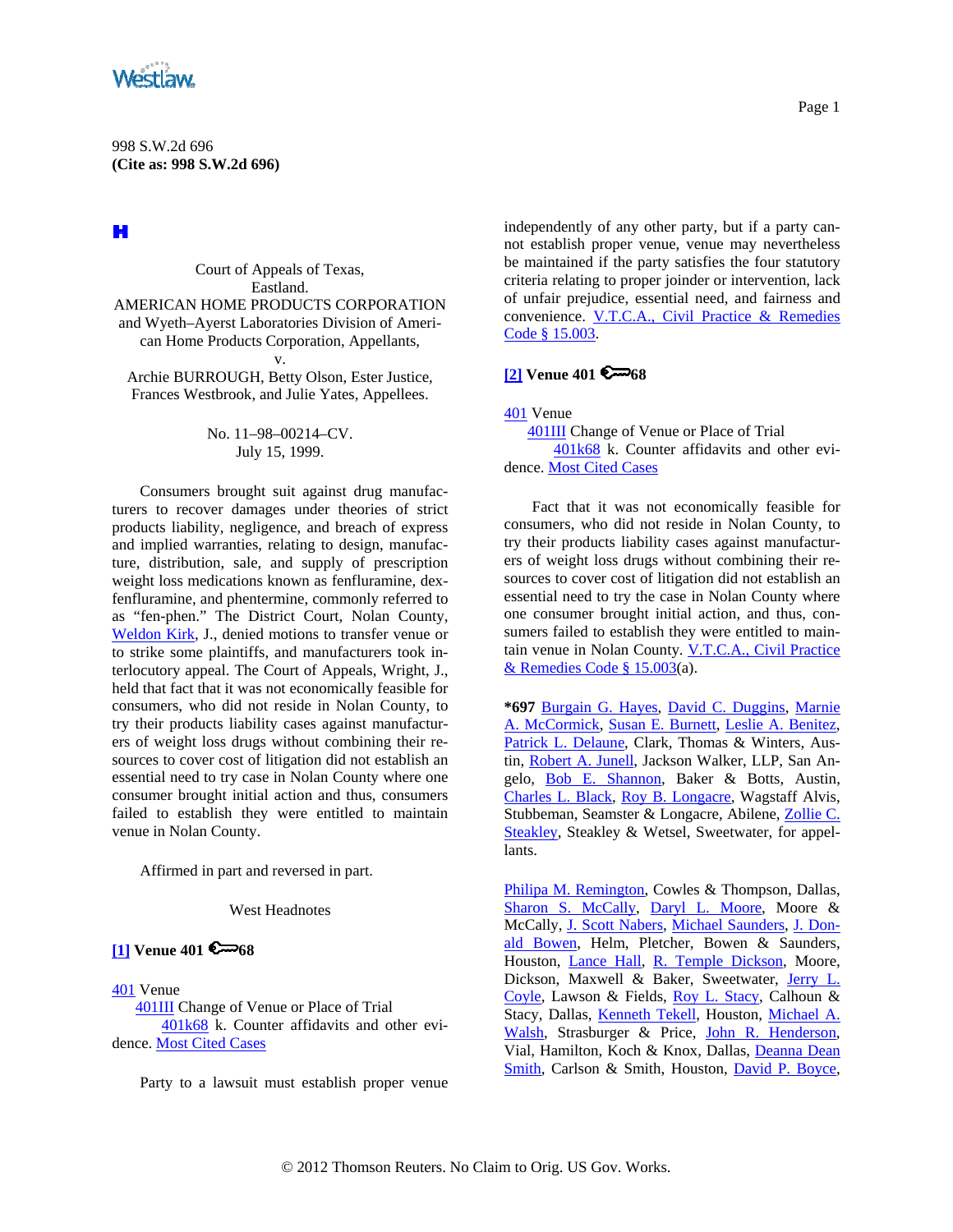998 S.W.2d 696
**(Cite as: 998 S.W.2d 696)**

Court of Appeals of Texas,
Eastland.
AMERICAN HOME PRODUCTS CORPORATION and Wyeth–Ayerst Laboratories Division of American Home Products Corporation, Appellants,
v.
Archie BURROUGH, Betty Olson, Ester Justice, Frances Westbrook, and Julie Yates, Appellees.

No. 11–98–00214–CV.
July 15, 1999.

Consumers brought suit against drug manufacturers to recover damages under theories of strict products liability, negligence, and breach of express and implied warranties, relating to design, manufacture, distribution, sale, and supply of prescription weight loss medications known as fenfluramine, dexfenfluramine, and phentermine, commonly referred to as "fen-phen." The District Court, Nolan County, Weldon Kirk, J., denied motions to transfer venue or to strike some plaintiffs, and manufacturers took interlocutory appeal. The Court of Appeals, Wright, J., held that fact that it was not economically feasible for consumers, who did not reside in Nolan County, to try their products liability cases against manufacturers of weight loss drugs without combining their resources to cover cost of litigation did not establish an essential need to try case in Nolan County where one consumer brought initial action and thus, consumers failed to establish they were entitled to maintain venue in Nolan County.

Affirmed in part and reversed in part.

West Headnotes

**[1] Venue 401 68**

401 Venue
401III Change of Venue or Place of Trial
401k68 k. Counter affidavits and other evidence. Most Cited Cases

Party to a lawsuit must establish proper venue independently of any other party, but if a party cannot establish proper venue, venue may nevertheless be maintained if the party satisfies the four statutory criteria relating to proper joinder or intervention, lack of unfair prejudice, essential need, and fairness and convenience. V.T.C.A., Civil Practice & Remedies Code § 15.003.

**[2] Venue 401 68**

401 Venue
401III Change of Venue or Place of Trial
401k68 k. Counter affidavits and other evidence. Most Cited Cases

Fact that it was not economically feasible for consumers, who did not reside in Nolan County, to try their products liability cases against manufacturers of weight loss drugs without combining their resources to cover cost of litigation did not establish an essential need to try the case in Nolan County where one consumer brought initial action, and thus, consumers failed to establish they were entitled to maintain venue in Nolan County. V.T.C.A., Civil Practice & Remedies Code § 15.003(a).

***697** Burgain G. Hayes, David C. Duggins, Marnie A. McCormick, Susan E. Burnett, Leslie A. Benitez, Patrick L. Delaune, Clark, Thomas & Winters, Austin, Robert A. Junell, Jackson Walker, LLP, San Angelo, Bob E. Shannon, Baker & Botts, Austin, Charles L. Black, Roy B. Longacre, Wagstaff Alvis, Stubbeman, Seamster & Longacre, Abilene, Zollie C. Steakley, Steakley & Wetsel, Sweetwater, for appellants.

Philipa M. Remington, Cowles & Thompson, Dallas, Sharon S. McCally, Daryl L. Moore, Moore & McCally, J. Scott Nabers, Michael Saunders, J. Donald Bowen, Helm, Pletcher, Bowen & Saunders, Houston, Lance Hall, R. Temple Dickson, Moore, Dickson, Maxwell & Baker, Sweetwater, Jerry L. Coyle, Lawson & Fields, Roy L. Stacy, Calhoun & Stacy, Dallas, Kenneth Tekell, Houston, Michael A. Walsh, Strasburger & Price, John R. Henderson, Vial, Hamilton, Koch & Knox, Dallas, Deanna Dean Smith, Carlson & Smith, Houston, David P. Boyce,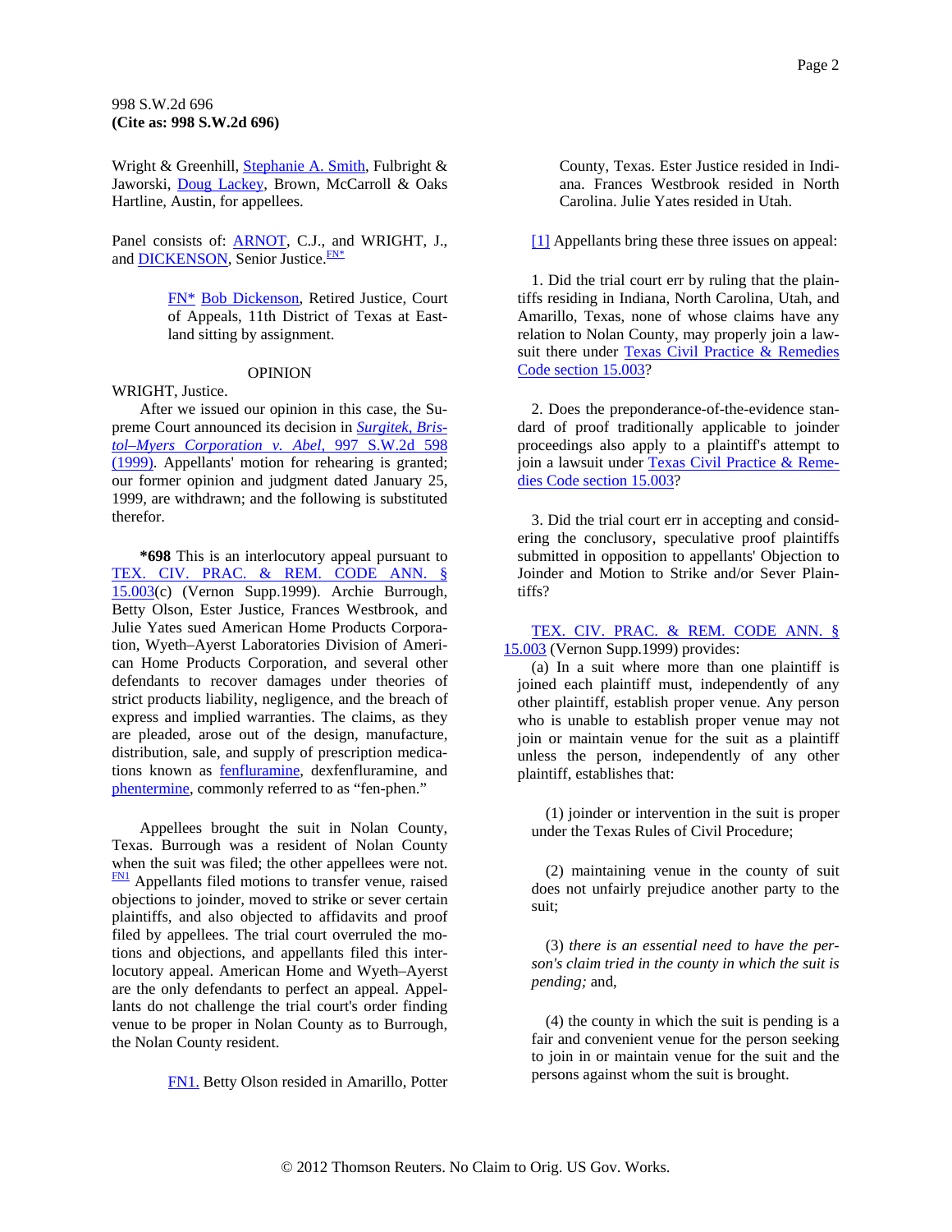998 S.W.2d 696
**(Cite as: 998 S.W.2d 696)**

Wright & Greenhill, Stephanie A. Smith, Fulbright & Jaworski, Doug Lackey, Brown, McCarroll & Oaks Hartline, Austin, for appellees.

Panel consists of: ARNOT, C.J., and WRIGHT, J., and DICKENSON, Senior Justice.[FN*]

> FN* Bob Dickenson, Retired Justice, Court of Appeals, 11th District of Texas at Eastland sitting by assignment.

OPINION

WRIGHT, Justice.

After we issued our opinion in this case, the Supreme Court announced its decision in *Surgitek, Bristol–Myers Corporation v. Abel,* 997 S.W.2d 598 (1999). Appellants' motion for rehearing is granted; our former opinion and judgment dated January 25, 1999, are withdrawn; and the following is substituted therefor.

**\*698** This is an interlocutory appeal pursuant to TEX. CIV. PRAC. & REM. CODE ANN. § 15.003(c) (Vernon Supp.1999). Archie Burrough, Betty Olson, Ester Justice, Frances Westbrook, and Julie Yates sued American Home Products Corporation, Wyeth–Ayerst Laboratories Division of American Home Products Corporation, and several other defendants to recover damages under theories of strict products liability, negligence, and the breach of express and implied warranties. The claims, as they are pleaded, arose out of the design, manufacture, distribution, sale, and supply of prescription medications known as fenfluramine, dexfenfluramine, and phentermine, commonly referred to as "fen-phen."

Appellees brought the suit in Nolan County, Texas. Burrough was a resident of Nolan County when the suit was filed; the other appellees were not.[FN1] Appellants filed motions to transfer venue, raised objections to joinder, moved to strike or sever certain plaintiffs, and also objected to affidavits and proof filed by appellees. The trial court overruled the motions and objections, and appellants filed this interlocutory appeal. American Home and Wyeth–Ayerst are the only defendants to perfect an appeal. Appellants do not challenge the trial court's order finding venue to be proper in Nolan County as to Burrough, the Nolan County resident.

> FN1. Betty Olson resided in Amarillo, Potter County, Texas. Ester Justice resided in Indiana. Frances Westbrook resided in North Carolina. Julie Yates resided in Utah.

[1] Appellants bring these three issues on appeal:

1. Did the trial court err by ruling that the plaintiffs residing in Indiana, North Carolina, Utah, and Amarillo, Texas, none of whose claims have any relation to Nolan County, may properly join a lawsuit there under Texas Civil Practice & Remedies Code section 15.003?

2. Does the preponderance-of-the-evidence standard of proof traditionally applicable to joinder proceedings also apply to a plaintiff's attempt to join a lawsuit under Texas Civil Practice & Remedies Code section 15.003?

3. Did the trial court err in accepting and considering the conclusory, speculative proof plaintiffs submitted in opposition to appellants' Objection to Joinder and Motion to Strike and/or Sever Plaintiffs?

TEX. CIV. PRAC. & REM. CODE ANN. § 15.003 (Vernon Supp.1999) provides:

(a) In a suit where more than one plaintiff is joined each plaintiff must, independently of any other plaintiff, establish proper venue. Any person who is unable to establish proper venue may not join or maintain venue for the suit as a plaintiff unless the person, independently of any other plaintiff, establishes that:

> (1) joinder or intervention in the suit is proper under the Texas Rules of Civil Procedure;
>
> (2) maintaining venue in the county of suit does not unfairly prejudice another party to the suit;
>
> (3) *there is an essential need to have the person's claim tried in the county in which the suit is pending;* and,
>
> (4) the county in which the suit is pending is a fair and convenient venue for the person seeking to join in or maintain venue for the suit and the persons against whom the suit is brought.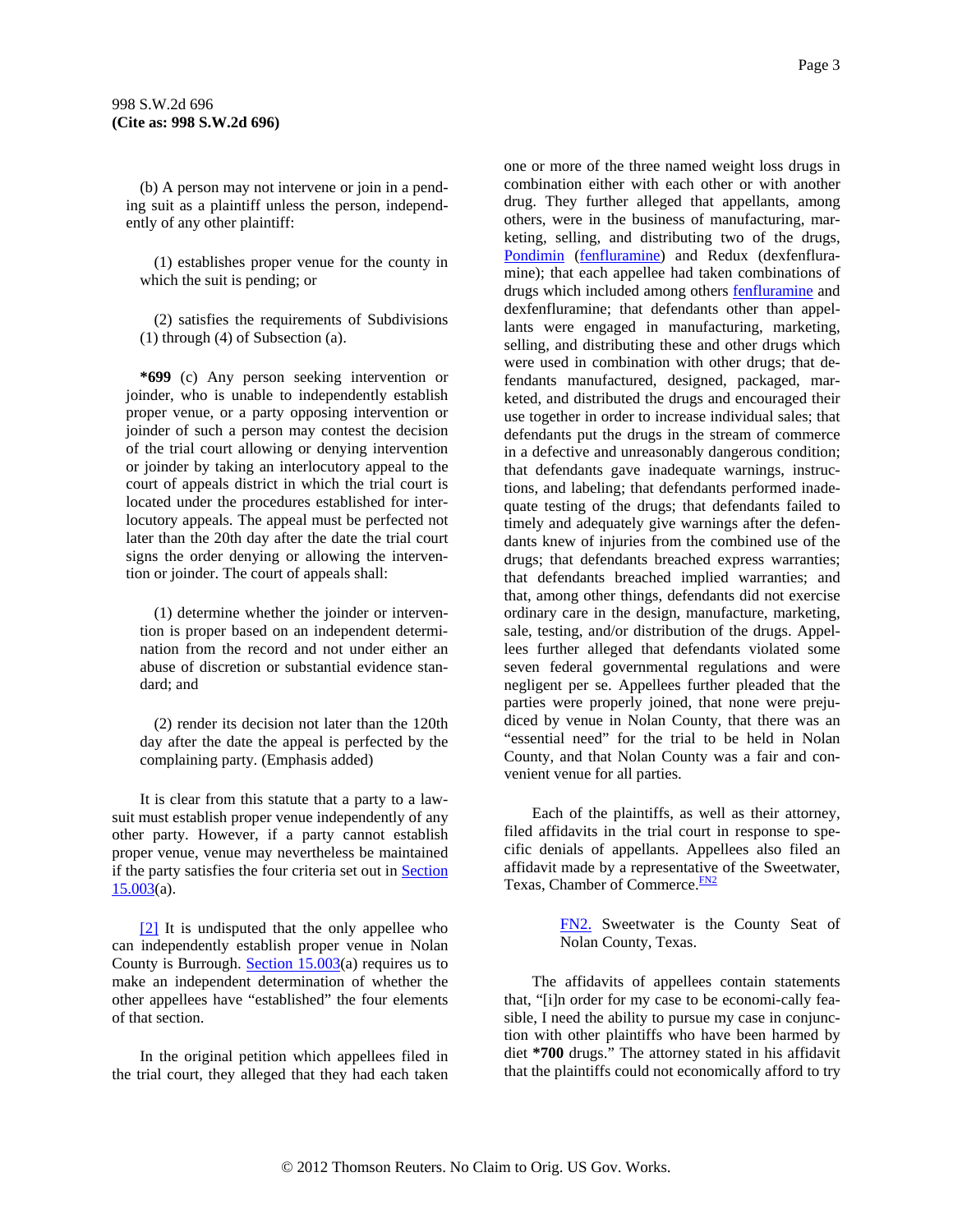(b) A person may not intervene or join in a pending suit as a plaintiff unless the person, independently of any other plaintiff:

(1) establishes proper venue for the county in which the suit is pending; or

(2) satisfies the requirements of Subdivisions (1) through (4) of Subsection (a).

**\*699** (c) Any person seeking intervention or joinder, who is unable to independently establish proper venue, or a party opposing intervention or joinder of such a person may contest the decision of the trial court allowing or denying intervention or joinder by taking an interlocutory appeal to the court of appeals district in which the trial court is located under the procedures established for interlocutory appeals. The appeal must be perfected not later than the 20th day after the date the trial court signs the order denying or allowing the intervention or joinder. The court of appeals shall:

(1) determine whether the joinder or intervention is proper based on an independent determination from the record and not under either an abuse of discretion or substantial evidence standard; and

(2) render its decision not later than the 120th day after the date the appeal is perfected by the complaining party. (Emphasis added)

It is clear from this statute that a party to a lawsuit must establish proper venue independently of any other party. However, if a party cannot establish proper venue, venue may nevertheless be maintained if the party satisfies the four criteria set out in Section 15.003(a).

[2] It is undisputed that the only appellee who can independently establish proper venue in Nolan County is Burrough. Section 15.003(a) requires us to make an independent determination of whether the other appellees have "established" the four elements of that section.

In the original petition which appellees filed in the trial court, they alleged that they had each taken one or more of the three named weight loss drugs in combination either with each other or with another drug. They further alleged that appellants, among others, were in the business of manufacturing, marketing, selling, and distributing two of the drugs, Pondimin (fenfluramine) and Redux (dexfenfluramine); that each appellee had taken combinations of drugs which included among others fenfluramine and dexfenfluramine; that defendants other than appellants were engaged in manufacturing, marketing, selling, and distributing these and other drugs which were used in combination with other drugs; that defendants manufactured, designed, packaged, marketed, and distributed the drugs and encouraged their use together in order to increase individual sales; that defendants put the drugs in the stream of commerce in a defective and unreasonably dangerous condition; that defendants gave inadequate warnings, instructions, and labeling; that defendants performed inadequate testing of the drugs; that defendants failed to timely and adequately give warnings after the defendants knew of injuries from the combined use of the drugs; that defendants breached express warranties; that defendants breached implied warranties; and that, among other things, defendants did not exercise ordinary care in the design, manufacture, marketing, sale, testing, and/or distribution of the drugs. Appellees further alleged that defendants violated some seven federal governmental regulations and were negligent per se. Appellees further pleaded that the parties were properly joined, that none were prejudiced by venue in Nolan County, that there was an "essential need" for the trial to be held in Nolan County, and that Nolan County was a fair and convenient venue for all parties.

Each of the plaintiffs, as well as their attorney, filed affidavits in the trial court in response to specific denials of appellants. Appellees also filed an affidavit made by a representative of the Sweetwater, Texas, Chamber of Commerce.[FN2]

FN2. Sweetwater is the County Seat of Nolan County, Texas.

The affidavits of appellees contain statements that, "[i]n order for my case to be economi-cally feasible, I need the ability to pursue my case in conjunction with other plaintiffs who have been harmed by diet **\*700** drugs." The attorney stated in his affidavit that the plaintiffs could not economically afford to try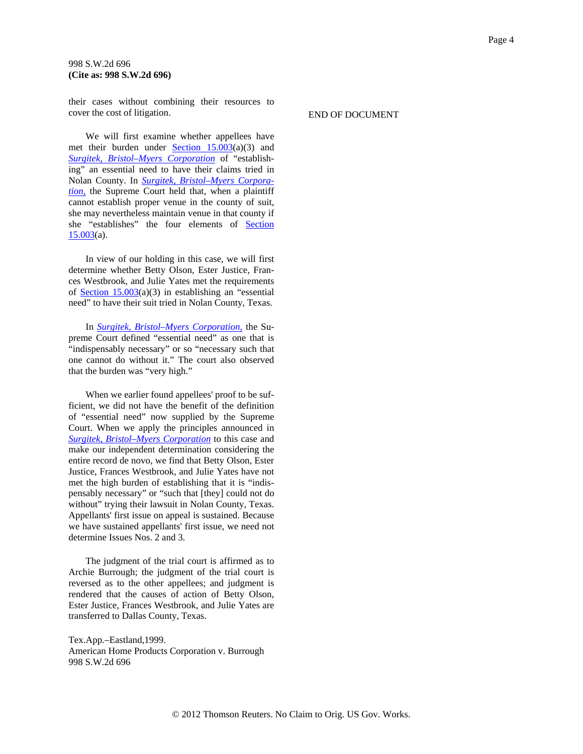their cases without combining their resources to cover the cost of litigation.

We will first examine whether appellees have met their burden under Section 15.003(a)(3) and *Surgitek, Bristol–Myers Corporation* of "establishing" an essential need to have their claims tried in Nolan County. In *Surgitek, Bristol–Myers Corporation,* the Supreme Court held that, when a plaintiff cannot establish proper venue in the county of suit, she may nevertheless maintain venue in that county if she "establishes" the four elements of Section 15.003(a).

In view of our holding in this case, we will first determine whether Betty Olson, Ester Justice, Frances Westbrook, and Julie Yates met the requirements of Section 15.003(a)(3) in establishing an "essential need" to have their suit tried in Nolan County, Texas.

In *Surgitek, Bristol–Myers Corporation,* the Supreme Court defined "essential need" as one that is "indispensably necessary" or so "necessary such that one cannot do without it." The court also observed that the burden was "very high."

When we earlier found appellees' proof to be sufficient, we did not have the benefit of the definition of "essential need" now supplied by the Supreme Court. When we apply the principles announced in *Surgitek, Bristol–Myers Corporation* to this case and make our independent determination considering the entire record de novo, we find that Betty Olson, Ester Justice, Frances Westbrook, and Julie Yates have not met the high burden of establishing that it is "indispensably necessary" or "such that [they] could not do without" trying their lawsuit in Nolan County, Texas. Appellants' first issue on appeal is sustained. Because we have sustained appellants' first issue, we need not determine Issues Nos. 2 and 3.

The judgment of the trial court is affirmed as to Archie Burrough; the judgment of the trial court is reversed as to the other appellees; and judgment is rendered that the causes of action of Betty Olson, Ester Justice, Frances Westbrook, and Julie Yates are transferred to Dallas County, Texas.

Tex.App.–Eastland,1999.
American Home Products Corporation v. Burrough
998 S.W.2d 696

END OF DOCUMENT